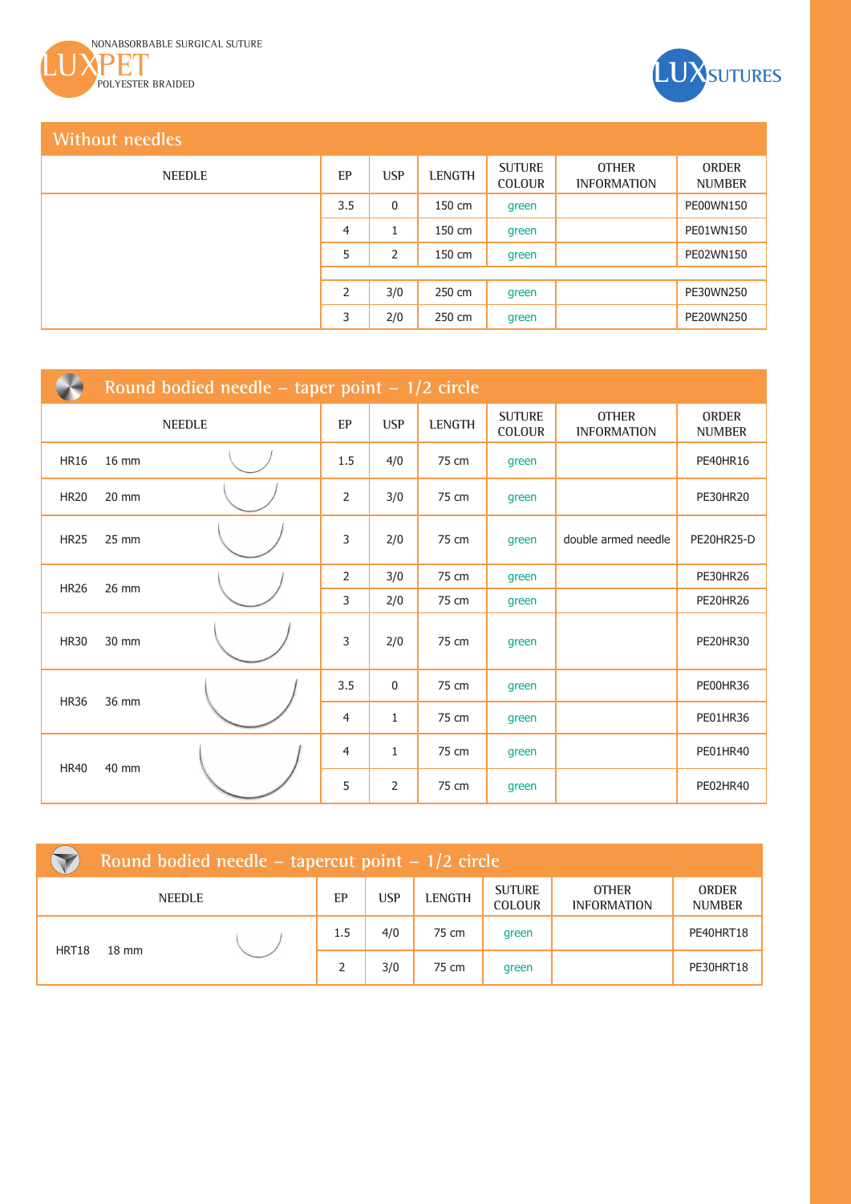NONABSORBABLE SURGICAL SUTURE

# LUXPET

POLYESTER BRAIDED

LUX SUTURES

## Without needles

| NEEDLE | EP | USP | LENGTH | SUTURE COLOUR | OTHER INFORMATION | ORDER NUMBER |
|---|---|---|---|---|---|---|
| | 3.5 | 0 | 150 cm | green | | PE00WN150 |
| | 4 | 1 | 150 cm | green | | PE01WN150 |
| | 5 | 2 | 150 cm | green | | PE02WN150 |
| | | | | | | |
| | 2 | 3/0 | 250 cm | green | | PE30WN250 |
| | 3 | 2/0 | 250 cm | green | | PE20WN250 |

## Round bodied needle – taper point – 1/2 circle

| NEEDLE | EP | USP | LENGTH | SUTURE COLOUR | OTHER INFORMATION | ORDER NUMBER |
|---|---|---|---|---|---|---|
| HR16 16 mm | 1.5 | 4/0 | 75 cm | green | | PE40HR16 |
| HR20 20 mm | 2 | 3/0 | 75 cm | green | | PE30HR20 |
| HR25 25 mm | 3 | 2/0 | 75 cm | green | double armed needle | PE20HR25-D |
| HR26 26 mm | 2 | 3/0 | 75 cm | green | | PE30HR26 |
| | 3 | 2/0 | 75 cm | green | | PE20HR26 |
| HR30 30 mm | 3 | 2/0 | 75 cm | green | | PE20HR30 |
| HR36 36 mm | 3.5 | 0 | 75 cm | green | | PE00HR36 |
| | 4 | 1 | 75 cm | green | | PE01HR36 |
| HR40 40 mm | 4 | 1 | 75 cm | green | | PE01HR40 |
| | 5 | 2 | 75 cm | green | | PE02HR40 |

## Round bodied needle – tapercut point – 1/2 circle

| NEEDLE | EP | USP | LENGTH | SUTURE COLOUR | OTHER INFORMATION | ORDER NUMBER |
|---|---|---|---|---|---|---|
| HRT18 18 mm | 1.5 | 4/0 | 75 cm | green | | PE40HRT18 |
| | 2 | 3/0 | 75 cm | green | | PE30HRT18 |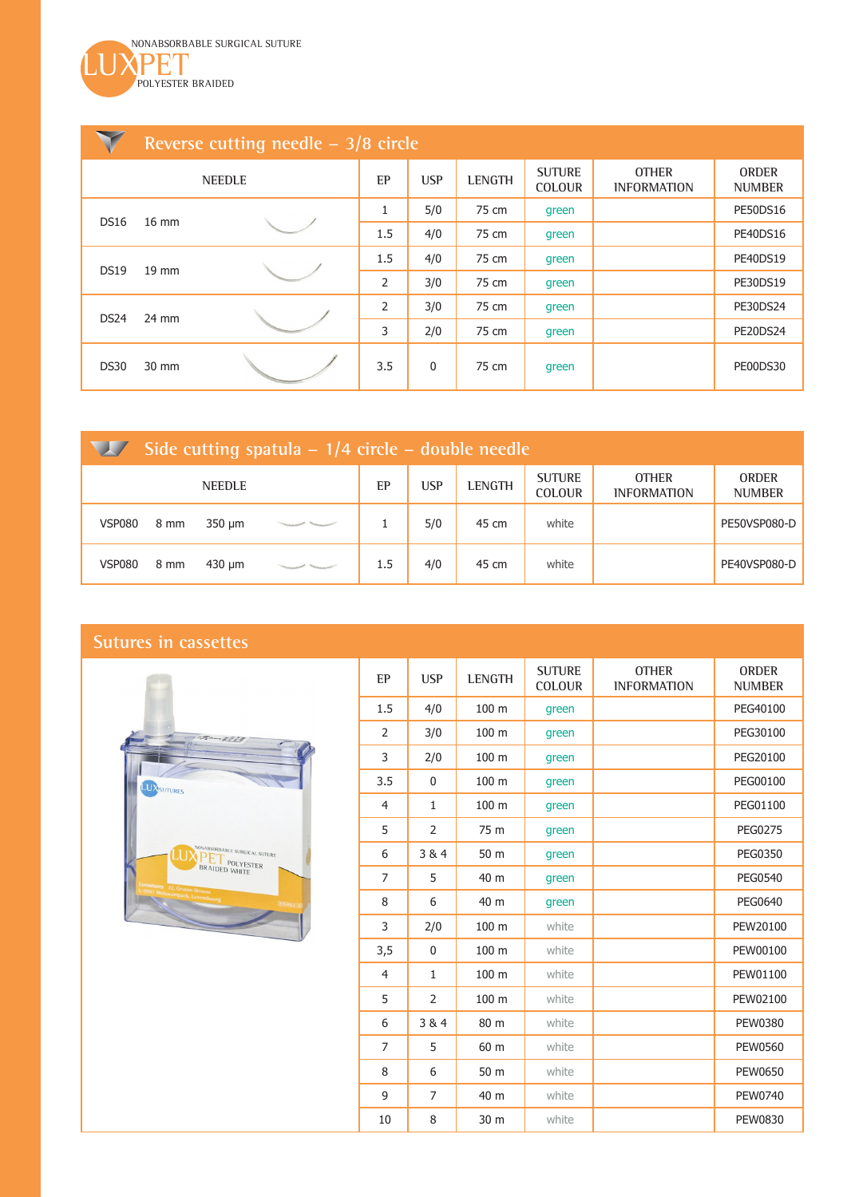NONABSORBABLE SURGICAL SUTURE

# LUXPET

POLYESTER BRAIDED

## Reverse cutting needle – 3/8 circle

| NEEDLE | | EP | USP | LENGTH | SUTURE COLOUR | OTHER INFORMATION | ORDER NUMBER |
|---|---|---|---|---|---|---|---|
| DS16 | 16 mm | 1 | 5/0 | 75 cm | green | | PE50DS16 |
| | | 1.5 | 4/0 | 75 cm | green | | PE40DS16 |
| DS19 | 19 mm | 1.5 | 4/0 | 75 cm | green | | PE40DS19 |
| | | 2 | 3/0 | 75 cm | green | | PE30DS19 |
| DS24 | 24 mm | 2 | 3/0 | 75 cm | green | | PE30DS24 |
| | | 3 | 2/0 | 75 cm | green | | PE20DS24 |
| DS30 | 30 mm | 3.5 | 0 | 75 cm | green | | PE00DS30 |

## Side cutting spatula – 1/4 circle – double needle

| NEEDLE | | | EP | USP | LENGTH | SUTURE COLOUR | OTHER INFORMATION | ORDER NUMBER |
|---|---|---|---|---|---|---|---|---|
| VSP080 | 8 mm | 350 µm | 1 | 5/0 | 45 cm | white | | PE50VSP080-D |
| VSP080 | 8 mm | 430 µm | 1.5 | 4/0 | 45 cm | white | | PE40VSP080-D |

## Sutures in cassettes

| EP | USP | LENGTH | SUTURE COLOUR | OTHER INFORMATION | ORDER NUMBER |
|---|---|---|---|---|---|
| 1.5 | 4/0 | 100 m | green | | PEG40100 |
| 2 | 3/0 | 100 m | green | | PEG30100 |
| 3 | 2/0 | 100 m | green | | PEG20100 |
| 3.5 | 0 | 100 m | green | | PEG00100 |
| 4 | 1 | 100 m | green | | PEG01100 |
| 5 | 2 | 75 m | green | | PEG0275 |
| 6 | 3 & 4 | 50 m | green | | PEG0350 |
| 7 | 5 | 40 m | green | | PEG0540 |
| 8 | 6 | 40 m | green | | PEG0640 |
| 3 | 2/0 | 100 m | white | | PEW20100 |
| 3,5 | 0 | 100 m | white | | PEW00100 |
| 4 | 1 | 100 m | white | | PEW01100 |
| 5 | 2 | 100 m | white | | PEW02100 |
| 6 | 3 & 4 | 80 m | white | | PEW0380 |
| 7 | 5 | 60 m | white | | PEW0560 |
| 8 | 6 | 50 m | white | | PEW0650 |
| 9 | 7 | 40 m | white | | PEW0740 |
| 10 | 8 | 30 m | white | | PEW0830 |